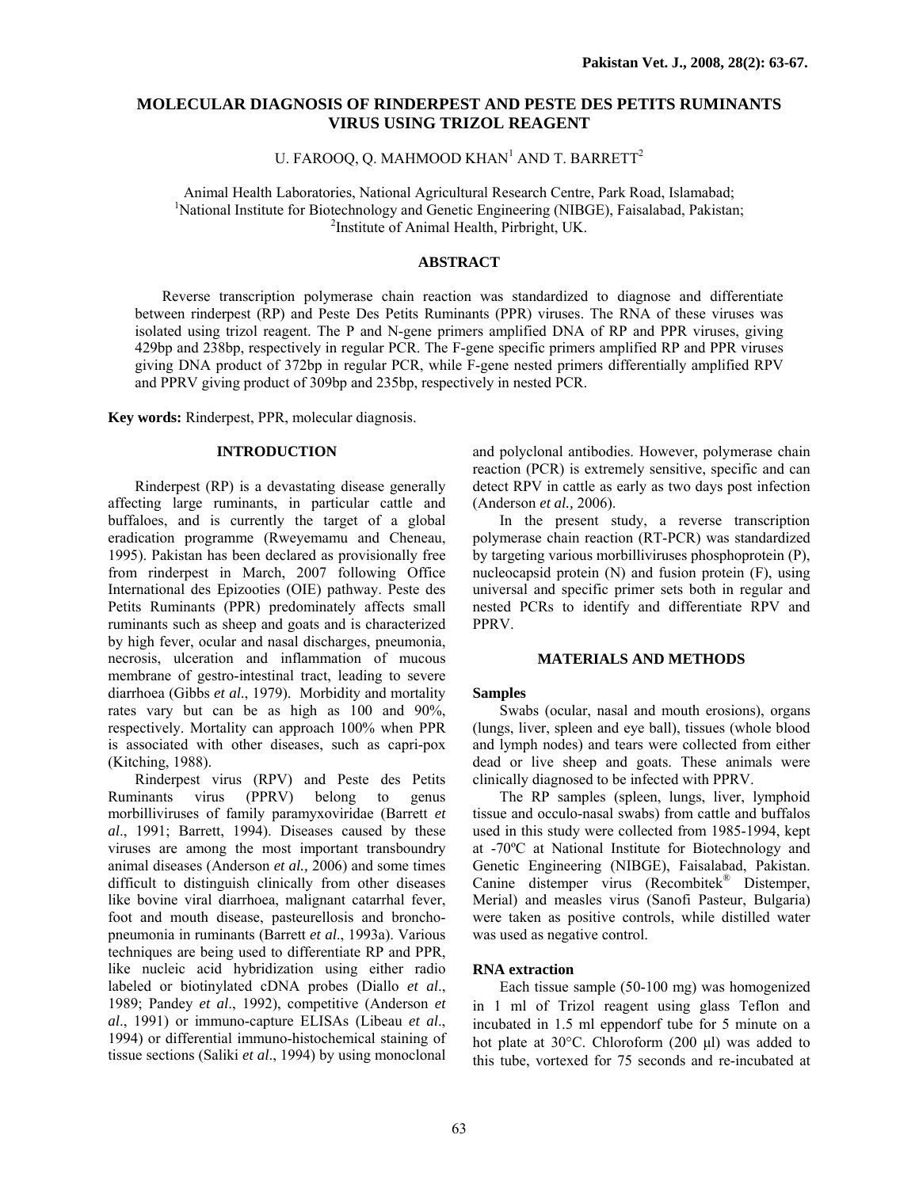# MOLECULAR DIAGNOSIS OF RINDERPEST AND PESTE DES PETITS RUMINANTS VIRUS USING TRIZOL REAGENT

U. FAROOQ, Q. MAHMOOD KHAN[1] AND T. BARRETT[2]

Animal Health Laboratories, National Agricultural Research Centre, Park Road, Islamabad;
[1]National Institute for Biotechnology and Genetic Engineering (NIBGE), Faisalabad, Pakistan;
[2]Institute of Animal Health, Pirbright, UK.

## ABSTRACT

Reverse transcription polymerase chain reaction was standardized to diagnose and differentiate between rinderpest (RP) and Peste Des Petits Ruminants (PPR) viruses. The RNA of these viruses was isolated using trizol reagent. The P and N-gene primers amplified DNA of RP and PPR viruses, giving 429bp and 238bp, respectively in regular PCR. The F-gene specific primers amplified RP and PPR viruses giving DNA product of 372bp in regular PCR, while F-gene nested primers differentially amplified RPV and PPRV giving product of 309bp and 235bp, respectively in nested PCR.

**Key words:** Rinderpest, PPR, molecular diagnosis.

## INTRODUCTION

Rinderpest (RP) is a devastating disease generally affecting large ruminants, in particular cattle and buffaloes, and is currently the target of a global eradication programme (Rweyemamu and Cheneau, 1995). Pakistan has been declared as provisionally free from rinderpest in March, 2007 following Office International des Epizooties (OIE) pathway. Peste des Petits Ruminants (PPR) predominately affects small ruminants such as sheep and goats and is characterized by high fever, ocular and nasal discharges, pneumonia, necrosis, ulceration and inflammation of mucous membrane of gestro-intestinal tract, leading to severe diarrhoea (Gibbs *et al*., 1979). Morbidity and mortality rates vary but can be as high as 100 and 90%, respectively. Mortality can approach 100% when PPR is associated with other diseases, such as capri-pox (Kitching, 1988).

Rinderpest virus (RPV) and Peste des Petits Ruminants virus (PPRV) belong to genus morbilliviruses of family paramyxoviridae (Barrett *et al*., 1991; Barrett, 1994). Diseases caused by these viruses are among the most important transboundry animal diseases (Anderson *et al.,* 2006) and some times difficult to distinguish clinically from other diseases like bovine viral diarrhoea, malignant catarrhal fever, foot and mouth disease, pasteurellosis and broncho-pneumonia in ruminants (Barrett *et al*., 1993a). Various techniques are being used to differentiate RP and PPR, like nucleic acid hybridization using either radio labeled or biotinylated cDNA probes (Diallo *et al*., 1989; Pandey *et al*., 1992), competitive (Anderson *et al*., 1991) or immuno-capture ELISAs (Libeau *et al*., 1994) or differential immuno-histochemical staining of tissue sections (Saliki *et al*., 1994) by using monoclonal and polyclonal antibodies. However, polymerase chain reaction (PCR) is extremely sensitive, specific and can detect RPV in cattle as early as two days post infection (Anderson *et al.,* 2006).

In the present study, a reverse transcription polymerase chain reaction (RT-PCR) was standardized by targeting various morbilliviruses phosphoprotein (P), nucleocapsid protein (N) and fusion protein (F), using universal and specific primer sets both in regular and nested PCRs to identify and differentiate RPV and PPRV.

## MATERIALS AND METHODS

### Samples

Swabs (ocular, nasal and mouth erosions), organs (lungs, liver, spleen and eye ball), tissues (whole blood and lymph nodes) and tears were collected from either dead or live sheep and goats. These animals were clinically diagnosed to be infected with PPRV.

The RP samples (spleen, lungs, liver, lymphoid tissue and occulo-nasal swabs) from cattle and buffalos used in this study were collected from 1985-1994, kept at -70ºC at National Institute for Biotechnology and Genetic Engineering (NIBGE), Faisalabad, Pakistan. Canine distemper virus (Recombitek® Distemper, Merial) and measles virus (Sanofi Pasteur, Bulgaria) were taken as positive controls, while distilled water was used as negative control.

### RNA extraction

Each tissue sample (50-100 mg) was homogenized in 1 ml of Trizol reagent using glass Teflon and incubated in 1.5 ml eppendorf tube for 5 minute on a hot plate at 30°C. Chloroform (200 µl) was added to this tube, vortexed for 75 seconds and re-incubated at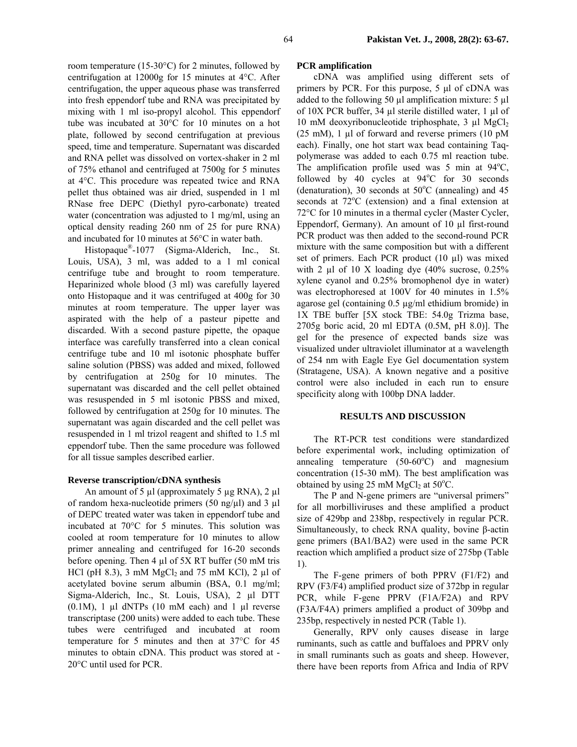room temperature (15-30°C) for 2 minutes, followed by centrifugation at 12000g for 15 minutes at 4°C. After centrifugation, the upper aqueous phase was transferred into fresh eppendorf tube and RNA was precipitated by mixing with 1 ml iso-propyl alcohol. This eppendorf tube was incubated at 30°C for 10 minutes on a hot plate, followed by second centrifugation at previous speed, time and temperature. Supernatant was discarded and RNA pellet was dissolved on vortex-shaker in 2 ml of 75% ethanol and centrifuged at 7500g for 5 minutes at 4°C. This procedure was repeated twice and RNA pellet thus obtained was air dried, suspended in 1 ml RNase free DEPC (Diethyl pyro-carbonate) treated water (concentration was adjusted to 1 mg/ml, using an optical density reading 260 nm of 25 for pure RNA) and incubated for 10 minutes at 56°C in water bath.

Histopaque®-1077 (Sigma-Alderich, Inc., St. Louis, USA), 3 ml, was added to a 1 ml conical centrifuge tube and brought to room temperature. Heparinized whole blood (3 ml) was carefully layered onto Histopaque and it was centrifuged at 400g for 30 minutes at room temperature. The upper layer was aspirated with the help of a pasteur pipette and discarded. With a second pasture pipette, the opaque interface was carefully transferred into a clean conical centrifuge tube and 10 ml isotonic phosphate buffer saline solution (PBSS) was added and mixed, followed by centrifugation at 250g for 10 minutes. The supernatant was discarded and the cell pellet obtained was resuspended in 5 ml isotonic PBSS and mixed, followed by centrifugation at 250g for 10 minutes. The supernatant was again discarded and the cell pellet was resuspended in 1 ml trizol reagent and shifted to 1.5 ml eppendorf tube. Then the same procedure was followed for all tissue samples described earlier.

**Reverse transcription/cDNA synthesis**

An amount of 5 µl (approximately 5 µg RNA), 2 µl of random hexa-nucleotide primers (50 ng/µl) and 3 µl of DEPC treated water was taken in eppendorf tube and incubated at 70°C for 5 minutes. This solution was cooled at room temperature for 10 minutes to allow primer annealing and centrifuged for 16-20 seconds before opening. Then 4 µl of 5X RT buffer (50 mM tris HCl (pH 8.3), 3 mM $MgCl_2$ and 75 mM KCl), 2 µl of acetylated bovine serum albumin (BSA, 0.1 mg/ml; Sigma-Alderich, Inc., St. Louis, USA), 2 µl DTT (0.1M), 1 µl dNTPs (10 mM each) and 1 µl reverse transcriptase (200 units) were added to each tube. These tubes were centrifuged and incubated at room temperature for 5 minutes and then at 37°C for 45 minutes to obtain cDNA. This product was stored at -20°C until used for PCR.

**PCR amplification**

cDNA was amplified using different sets of primers by PCR. For this purpose, 5 µl of cDNA was added to the following 50 µl amplification mixture: 5 µl of 10X PCR buffer, 34 µl sterile distilled water, 1 µl of 10 mM deoxyribonucleotide triphosphate, 3 µl $MgCl_2$ (25 mM), 1 µl of forward and reverse primers (10 pM each). Finally, one hot start wax bead containing Taq-polymerase was added to each 0.75 ml reaction tube. The amplification profile used was 5 min at 94°C, followed by 40 cycles at 94°C for 30 seconds (denaturation), 30 seconds at 50°C (annealing) and 45 seconds at 72°C (extension) and a final extension at 72°C for 10 minutes in a thermal cycler (Master Cycler, Eppendorf, Germany). An amount of 10 µl first-round PCR product was then added to the second-round PCR mixture with the same composition but with a different set of primers. Each PCR product (10 µl) was mixed with 2 µl of 10 X loading dye (40% sucrose, 0.25% xylene cyanol and 0.25% bromophenol dye in water) was electrophoresed at 100V for 40 minutes in 1.5% agarose gel (containing 0.5 µg/ml ethidium bromide) in 1X TBE buffer [5X stock TBE: 54.0g Trizma base, 2705g boric acid, 20 ml EDTA (0.5M, pH 8.0)]. The gel for the presence of expected bands size was visualized under ultraviolet illuminator at a wavelength of 254 nm with Eagle Eye Gel documentation system (Stratagene, USA). A known negative and a positive control were also included in each run to ensure specificity along with 100bp DNA ladder.

## RESULTS AND DISCUSSION

The RT-PCR test conditions were standardized before experimental work, including optimization of annealing temperature (50-60°C) and magnesium concentration (15-30 mM). The best amplification was obtained by using 25 mM $MgCl_2$ at 50°C.

The P and N-gene primers are "universal primers" for all morbilliviruses and these amplified a product size of 429bp and 238bp, respectively in regular PCR. Simultaneously, to check RNA quality, bovine β-actin gene primers (BA1/BA2) were used in the same PCR reaction which amplified a product size of 275bp (Table 1).

The F-gene primers of both PPRV (F1/F2) and RPV (F3/F4) amplified product size of 372bp in regular PCR, while F-gene PPRV (F1A/F2A) and RPV (F3A/F4A) primers amplified a product of 309bp and 235bp, respectively in nested PCR (Table 1).

Generally, RPV only causes disease in large ruminants, such as cattle and buffaloes and PPRV only in small ruminants such as goats and sheep. However, there have been reports from Africa and India of RPV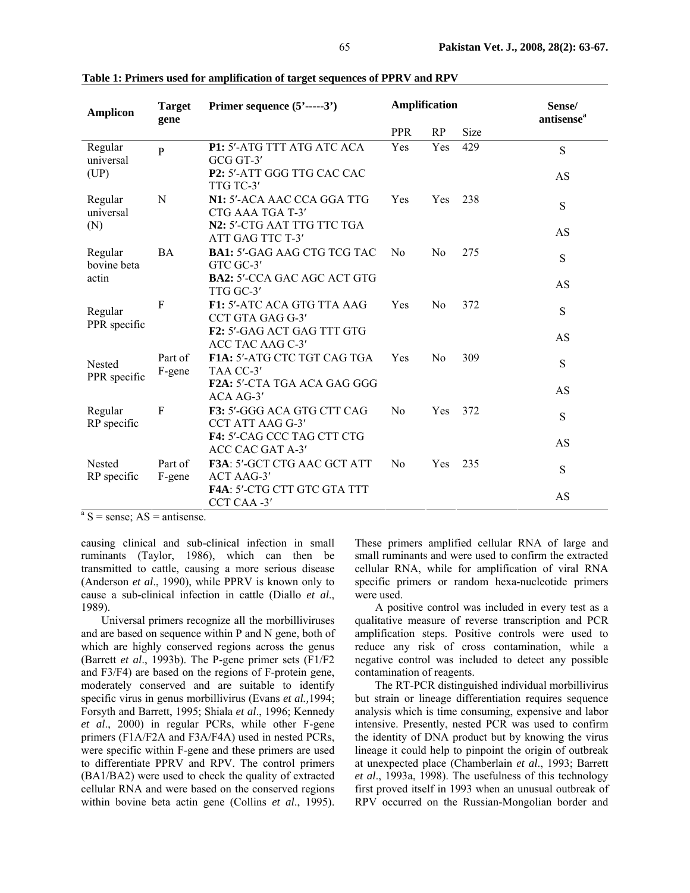**Table 1: Primers used for amplification of target sequences of PPRV and RPV**

| Amplicon | Target gene | Primer sequence (5′-----3′) | Amplification | | | Sense/ antisense[a] |
|---|---|---|---|---|---|---|
| | | | PPR | RP | Size | |
| Regular universal (UP) | P | **P1:** 5′-ATG TTT ATG ATC ACA GCG GT-3′ | Yes | Yes | 429 | S |
| | | **P2:** 5′-ATT GGG TTG CAC CAC TTG TC-3′ | | | | AS |
| Regular universal (N) | N | **N1:** 5′-ACA AAC CCA GGA TTG CTG AAA TGA T-3′ | Yes | Yes | 238 | S |
| | | **N2:** 5′-CTG AAT TTG TTC TGA ATT GAG TTC T-3′ | | | | AS |
| Regular bovine beta actin | BA | **BA1:** 5′-GAG AAG CTG TCG TAC GTC GC-3′ | No | No | 275 | S |
| | | **BA2:** 5′-CCA GAC AGC ACT GTG TTG GC-3′ | | | | AS |
| Regular PPR specific | F | **F1:** 5′-ATC ACA GTG TTA AAG CCT GTA GAG G-3′ | Yes | No | 372 | S |
| | | **F2:** 5′-GAG ACT GAG TTT GTG ACC TAC AAG C-3′ | | | | AS |
| Nested PPR specific | Part of F-gene | **F1A:** 5′-ATG CTC TGT CAG TGA TAA CC-3′ | Yes | No | 309 | S |
| | | **F2A:** 5′-CTA TGA ACA GAG GGG ACA AG-3′ | | | | AS |
| Regular RP specific | F | **F3:** 5′-GGG ACA GTG CTT CAG CCT ATT AAG G-3′ | No | Yes | 372 | S |
| | | **F4:** 5′-CAG CCC TAG CTT CTG ACC CAC GAT A-3′ | | | | AS |
| Nested RP specific | Part of F-gene | **F3A**: 5′-GCT CTG AAC GCT ATT ACT AAG-3′ | No | Yes | 235 | S |
| | | **F4A**: 5′-CTG CTT GTC GTA TTT CCT CAA -3′ | | | | AS |

[a] S = sense; AS = antisense.

causing clinical and sub-clinical infection in small ruminants (Taylor, 1986), which can then be transmitted to cattle, causing a more serious disease (Anderson *et al*., 1990), while PPRV is known only to cause a sub-clinical infection in cattle (Diallo *et al*., 1989).

Universal primers recognize all the morbilliviruses and are based on sequence within P and N gene, both of which are highly conserved regions across the genus (Barrett *et al*., 1993b). The P-gene primer sets (F1/F2 and F3/F4) are based on the regions of F-protein gene, moderately conserved and are suitable to identify specific virus in genus morbillivirus (Evans *et al.,*1994; Forsyth and Barrett, 1995; Shiala *et al*., 1996; Kennedy *et al*., 2000) in regular PCRs, while other F-gene primers (F1A/F2A and F3A/F4A) used in nested PCRs, were specific within F-gene and these primers are used to differentiate PPRV and RPV. The control primers (BA1/BA2) were used to check the quality of extracted cellular RNA and were based on the conserved regions within bovine beta actin gene (Collins *et al*., 1995). These primers amplified cellular RNA of large and small ruminants and were used to confirm the extracted cellular RNA, while for amplification of viral RNA specific primers or random hexa-nucleotide primers were used.

A positive control was included in every test as a qualitative measure of reverse transcription and PCR amplification steps. Positive controls were used to reduce any risk of cross contamination, while a negative control was included to detect any possible contamination of reagents.

The RT-PCR distinguished individual morbillivirus but strain or lineage differentiation requires sequence analysis which is time consuming, expensive and labor intensive. Presently, nested PCR was used to confirm the identity of DNA product but by knowing the virus lineage it could help to pinpoint the origin of outbreak at unexpected place (Chamberlain *et al*., 1993; Barrett *et al*., 1993a, 1998). The usefulness of this technology first proved itself in 1993 when an unusual outbreak of RPV occurred on the Russian-Mongolian border and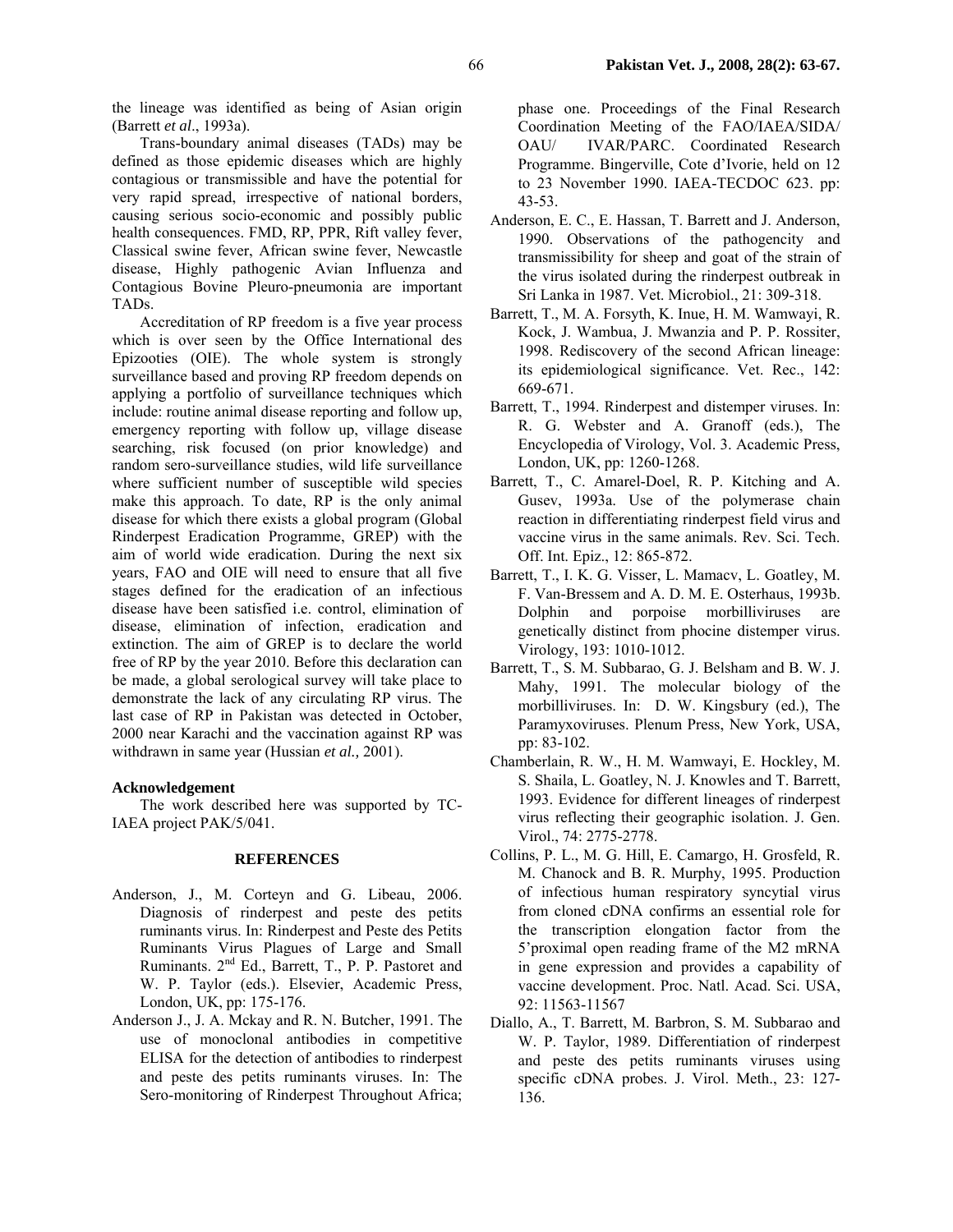the lineage was identified as being of Asian origin (Barrett *et al*., 1993a).

Trans-boundary animal diseases (TADs) may be defined as those epidemic diseases which are highly contagious or transmissible and have the potential for very rapid spread, irrespective of national borders, causing serious socio-economic and possibly public health consequences. FMD, RP, PPR, Rift valley fever, Classical swine fever, African swine fever, Newcastle disease, Highly pathogenic Avian Influenza and Contagious Bovine Pleuro-pneumonia are important TADs.

Accreditation of RP freedom is a five year process which is over seen by the Office International des Epizooties (OIE). The whole system is strongly surveillance based and proving RP freedom depends on applying a portfolio of surveillance techniques which include: routine animal disease reporting and follow up, emergency reporting with follow up, village disease searching, risk focused (on prior knowledge) and random sero-surveillance studies, wild life surveillance where sufficient number of susceptible wild species make this approach. To date, RP is the only animal disease for which there exists a global program (Global Rinderpest Eradication Programme, GREP) with the aim of world wide eradication. During the next six years, FAO and OIE will need to ensure that all five stages defined for the eradication of an infectious disease have been satisfied i.e. control, elimination of disease, elimination of infection, eradication and extinction. The aim of GREP is to declare the world free of RP by the year 2010. Before this declaration can be made, a global serological survey will take place to demonstrate the lack of any circulating RP virus. The last case of RP in Pakistan was detected in October, 2000 near Karachi and the vaccination against RP was withdrawn in same year (Hussian *et al.,* 2001).

### Acknowledgement

The work described here was supported by TC-IAEA project PAK/5/041.

## REFERENCES

Anderson, J., M. Corteyn and G. Libeau, 2006. Diagnosis of rinderpest and peste des petits ruminants virus. In: Rinderpest and Peste des Petits Ruminants Virus Plagues of Large and Small Ruminants. 2nd Ed., Barrett, T., P. P. Pastoret and W. P. Taylor (eds.). Elsevier, Academic Press, London, UK, pp: 175-176.

Anderson J., J. A. Mckay and R. N. Butcher, 1991. The use of monoclonal antibodies in competitive ELISA for the detection of antibodies to rinderpest and peste des petits ruminants viruses. In: The Sero-monitoring of Rinderpest Throughout Africa; phase one. Proceedings of the Final Research Coordination Meeting of the FAO/IAEA/SIDA/ OAU/ IVAR/PARC. Coordinated Research Programme. Bingerville, Cote d'Ivorie, held on 12 to 23 November 1990. IAEA-TECDOC 623. pp: 43-53.

Anderson, E. C., E. Hassan, T. Barrett and J. Anderson, 1990. Observations of the pathogencity and transmissibility for sheep and goat of the strain of the virus isolated during the rinderpest outbreak in Sri Lanka in 1987. Vet. Microbiol., 21: 309-318.

Barrett, T., M. A. Forsyth, K. Inue, H. M. Wamwayi, R. Kock, J. Wambua, J. Mwanzia and P. P. Rossiter, 1998. Rediscovery of the second African lineage: its epidemiological significance. Vet. Rec., 142: 669-671.

Barrett, T., 1994. Rinderpest and distemper viruses. In: R. G. Webster and A. Granoff (eds.), The Encyclopedia of Virology, Vol. 3. Academic Press, London, UK, pp: 1260-1268.

Barrett, T., C. Amarel-Doel, R. P. Kitching and A. Gusev, 1993a. Use of the polymerase chain reaction in differentiating rinderpest field virus and vaccine virus in the same animals. Rev. Sci. Tech. Off. Int. Epiz., 12: 865-872.

Barrett, T., I. K. G. Visser, L. Mamacv, L. Goatley, M. F. Van-Bressem and A. D. M. E. Osterhaus, 1993b. Dolphin and porpoise morbilliviruses are genetically distinct from phocine distemper virus. Virology, 193: 1010-1012.

Barrett, T., S. M. Subbarao, G. J. Belsham and B. W. J. Mahy, 1991. The molecular biology of the morbilliviruses. In: D. W. Kingsbury (ed.), The Paramyxoviruses. Plenum Press, New York, USA, pp: 83-102.

Chamberlain, R. W., H. M. Wamwayi, E. Hockley, M. S. Shaila, L. Goatley, N. J. Knowles and T. Barrett, 1993. Evidence for different lineages of rinderpest virus reflecting their geographic isolation. J. Gen. Virol., 74: 2775-2778.

Collins, P. L., M. G. Hill, E. Camargo, H. Grosfeld, R. M. Chanock and B. R. Murphy, 1995. Production of infectious human respiratory syncytial virus from cloned cDNA confirms an essential role for the transcription elongation factor from the 5'proximal open reading frame of the M2 mRNA in gene expression and provides a capability of vaccine development. Proc. Natl. Acad. Sci. USA, 92: 11563-11567

Diallo, A., T. Barrett, M. Barbron, S. M. Subbarao and W. P. Taylor, 1989. Differentiation of rinderpest and peste des petits ruminants viruses using specific cDNA probes. J. Virol. Meth., 23: 127-136.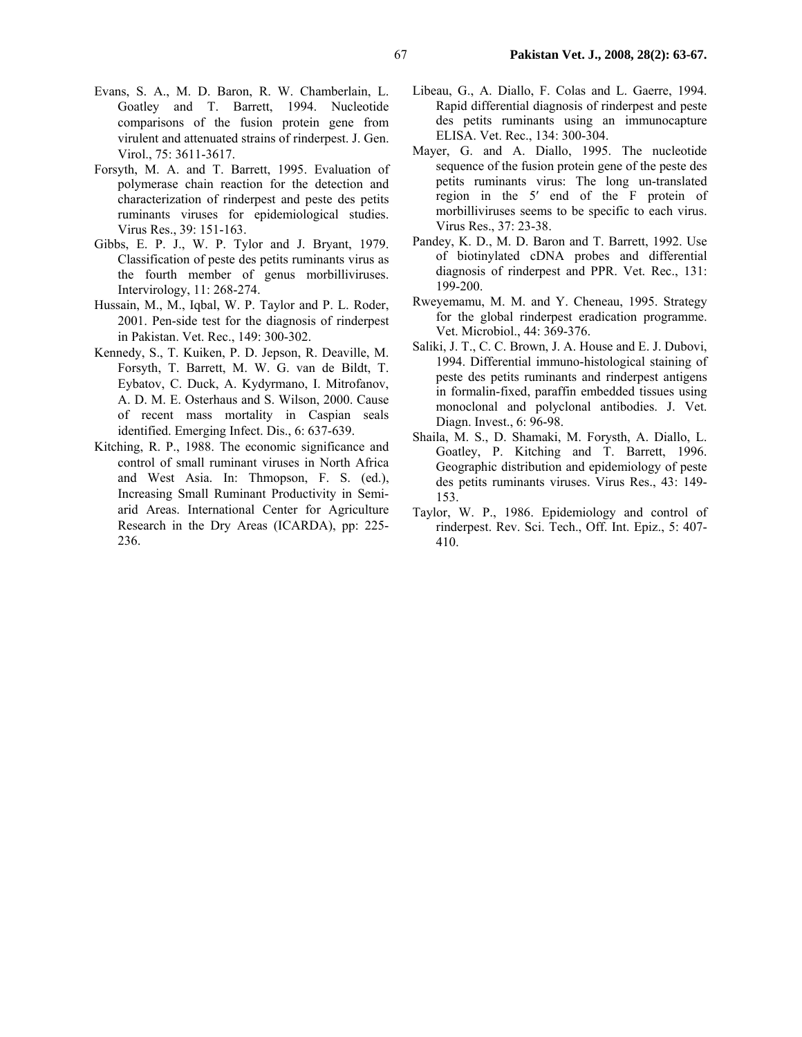Evans, S. A., M. D. Baron, R. W. Chamberlain, L. Goatley and T. Barrett, 1994. Nucleotide comparisons of the fusion protein gene from virulent and attenuated strains of rinderpest. J. Gen. Virol., 75: 3611-3617.

Forsyth, M. A. and T. Barrett, 1995. Evaluation of polymerase chain reaction for the detection and characterization of rinderpest and peste des petits ruminants viruses for epidemiological studies. Virus Res., 39: 151-163.

Gibbs, E. P. J., W. P. Tylor and J. Bryant, 1979. Classification of peste des petits ruminants virus as the fourth member of genus morbilliviruses. Intervirology, 11: 268-274.

Hussain, M., M., Iqbal, W. P. Taylor and P. L. Roder, 2001. Pen-side test for the diagnosis of rinderpest in Pakistan. Vet. Rec., 149: 300-302.

Kennedy, S., T. Kuiken, P. D. Jepson, R. Deaville, M. Forsyth, T. Barrett, M. W. G. van de Bildt, T. Eybatov, C. Duck, A. Kydyrmano, I. Mitrofanov, A. D. M. E. Osterhaus and S. Wilson, 2000. Cause of recent mass mortality in Caspian seals identified. Emerging Infect. Dis., 6: 637-639.

Kitching, R. P., 1988. The economic significance and control of small ruminant viruses in North Africa and West Asia. In: Thmopson, F. S. (ed.), Increasing Small Ruminant Productivity in Semi-arid Areas. International Center for Agriculture Research in the Dry Areas (ICARDA), pp: 225-236.

Libeau, G., A. Diallo, F. Colas and L. Gaerre, 1994. Rapid differential diagnosis of rinderpest and peste des petits ruminants using an immunocapture ELISA. Vet. Rec., 134: 300-304.

Mayer, G. and A. Diallo, 1995. The nucleotide sequence of the fusion protein gene of the peste des petits ruminants virus: The long un-translated region in the 5′ end of the F protein of morbilliviruses seems to be specific to each virus. Virus Res., 37: 23-38.

Pandey, K. D., M. D. Baron and T. Barrett, 1992. Use of biotinylated cDNA probes and differential diagnosis of rinderpest and PPR. Vet. Rec., 131: 199-200.

Rweyemamu, M. M. and Y. Cheneau, 1995. Strategy for the global rinderpest eradication programme. Vet. Microbiol., 44: 369-376.

Saliki, J. T., C. C. Brown, J. A. House and E. J. Dubovi, 1994. Differential immuno-histological staining of peste des petits ruminants and rinderpest antigens in formalin-fixed, paraffin embedded tissues using monoclonal and polyclonal antibodies. J. Vet. Diagn. Invest., 6: 96-98.

Shaila, M. S., D. Shamaki, M. Forysth, A. Diallo, L. Goatley, P. Kitching and T. Barrett, 1996. Geographic distribution and epidemiology of peste des petits ruminants viruses. Virus Res., 43: 149-153.

Taylor, W. P., 1986. Epidemiology and control of rinderpest. Rev. Sci. Tech., Off. Int. Epiz., 5: 407-410.